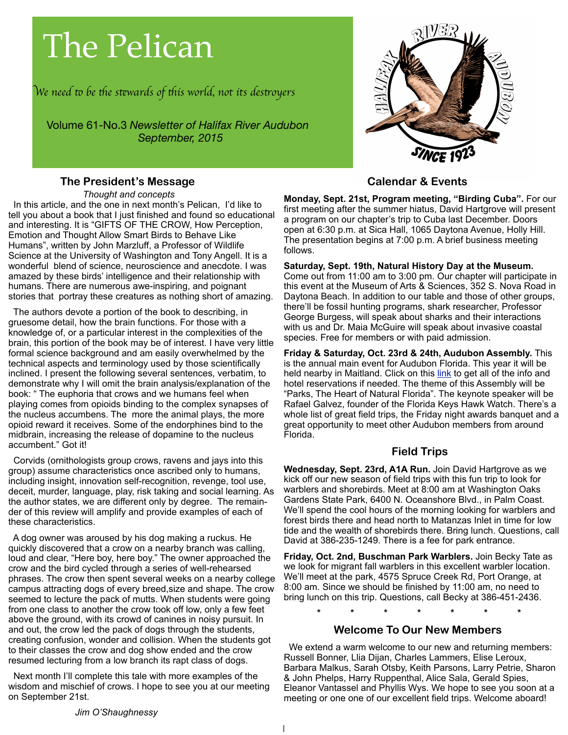# The Pelican

*We need to be the stewards of this world, not its destroyers*

Volume 61-No.3 *Newsletter of Halifax River Audubon*
*September, 2015*

## The President's Message

*Thought and concepts*

In this article, and the one in next month's Pelican, I'd like to tell you about a book that I just finished and found so educational and interesting. It is "GIFTS OF THE CROW, How Perception, Emotion and Thought Allow Smart Birds to Behave Like Humans", written by John Marzluff, a Professor of Wildlife Science at the University of Washington and Tony Angell. It is a wonderful blend of science, neuroscience and anecdote. I was amazed by these birds' intelligence and their relationship with humans. There are numerous awe-inspiring, and poignant stories that portray these creatures as nothing short of amazing.

The authors devote a portion of the book to describing, in gruesome detail, how the brain functions. For those with a knowledge of, or a particular interest in the complexities of the brain, this portion of the book may be of interest. I have very little formal science background and am easily overwhelmed by the technical aspects and terminology used by those scientifically inclined. I present the following several sentences, verbatim, to demonstrate why I will omit the brain analysis/explanation of the book: " The euphoria that crows and we humans feel when playing comes from opioids binding to the complex synapses of the nucleus accumbens. The more the animal plays, the more opioid reward it receives. Some of the endorphines bind to the midbrain, increasing the release of dopamine to the nucleus accumbent." Got it!

Corvids (ornithologists group crows, ravens and jays into this group) assume characteristics once ascribed only to humans, including insight, innovation self-recognition, revenge, tool use, deceit, murder, language, play, risk taking and social learning. As the author states, we are different only by degree. The remainder of this review will amplify and provide examples of each of these characteristics.

A dog owner was aroused by his dog making a ruckus. He quickly discovered that a crow on a nearby branch was calling, loud and clear, "Here boy, here boy." The owner approached the crow and the bird cycled through a series of well-rehearsed phrases. The crow then spent several weeks on a nearby college campus attracting dogs of every breed,size and shape. The crow seemed to lecture the pack of mutts. When students were going from one class to another the crow took off low, only a few feet above the ground, with its crowd of canines in noisy pursuit. In and out, the crow led the pack of dogs through the students, creating confusion, wonder and collision. When the students got to their classes the crow and dog show ended and the crow resumed lecturing from a low branch its rapt class of dogs.

Next month I'll complete this tale with more examples of the wisdom and mischief of crows. I hope to see you at our meeting on September 21st.

*Jim O'Shaughnessy*

## Calendar & Events

**Monday, Sept. 21st, Program meeting, "Birding Cuba".** For our first meeting after the summer hiatus, David Hartgrove will present a program on our chapter's trip to Cuba last December. Doors open at 6:30 p.m. at Sica Hall, 1065 Daytona Avenue, Holly Hill. The presentation begins at 7:00 p.m. A brief business meeting follows.

**Saturday, Sept. 19th, Natural History Day at the Museum.** Come out from 11:00 am to 3:00 pm. Our chapter will participate in this event at the Museum of Arts & Sciences, 352 S. Nova Road in Daytona Beach. In addition to our table and those of other groups, there'll be fossil hunting programs, shark researcher, Professor George Burgess, will speak about sharks and their interactions with us and Dr. Maia McGuire will speak about invasive coastal species. Free for members or with paid admission.

**Friday & Saturday, Oct. 23rd & 24th, Audubon Assembly.** This is the annual main event for Audubon Florida. This year it will be held nearby in Maitland. Click on this link to get all of the info and hotel reservations if needed. The theme of this Assembly will be "Parks, The Heart of Natural Florida". The keynote speaker will be Rafael Galvez, founder of the Florida Keys Hawk Watch. There's a whole list of great field trips, the Friday night awards banquet and a great opportunity to meet other Audubon members from around Florida.

## Field Trips

**Wednesday, Sept. 23rd, A1A Run.** Join David Hartgrove as we kick off our new season of field trips with this fun trip to look for warblers and shorebirds. Meet at 8:00 am at Washington Oaks Gardens State Park, 6400 N. Oceanshore Blvd., in Palm Coast. We'll spend the cool hours of the morning looking for warblers and forest birds there and head north to Matanzas Inlet in time for low tide and the wealth of shorebirds there. Bring lunch. Questions, call David at 386-235-1249. There is a fee for park entrance.

**Friday, Oct. 2nd, Buschman Park Warblers.** Join Becky Tate as we look for migrant fall warblers in this excellent warbler location. We'll meet at the park, 4575 Spruce Creek Rd, Port Orange, at 8:00 am. Since we should be finished by 11:00 am, no need to bring lunch on this trip. Questions, call Becky at 386-451-2436.

\* \* \* \* \* \* \*

## Welcome To Our New Members

We extend a warm welcome to our new and returning members: Russell Bonner, Llia Dijan, Charles Lammers, Elise Leroux, Barbara Malkus, Sarah Otsby, Keith Parsons, Larry Petrie, Sharon & John Phelps, Harry Ruppenthal, Alice Sala, Gerald Spies, Eleanor Vantassel and Phyllis Wys. We hope to see you soon at a meeting or one one of our excellent field trips. Welcome aboard!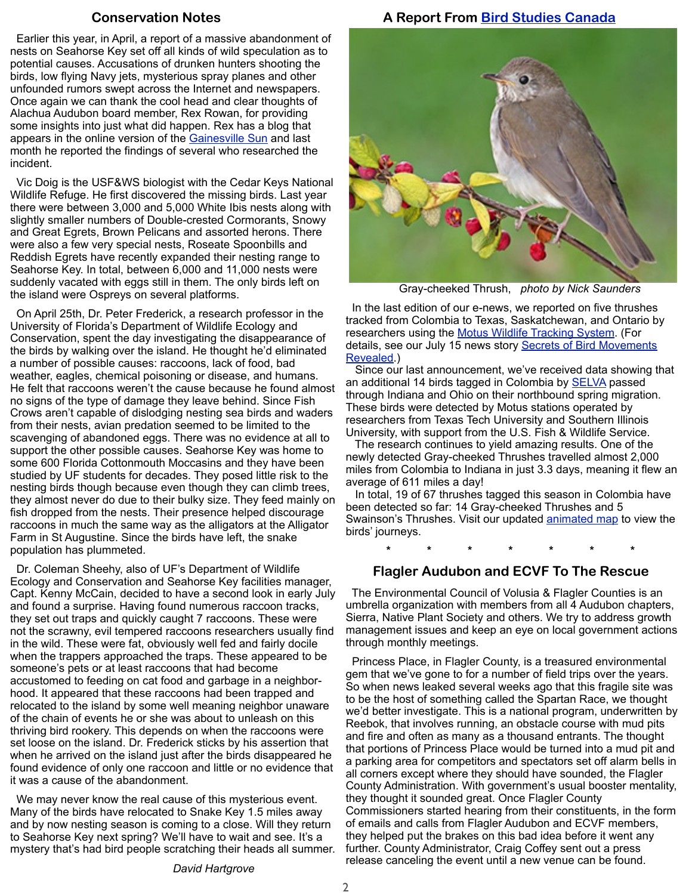## Conservation Notes

Earlier this year, in April, a report of a massive abandonment of nests on Seahorse Key set off all kinds of wild speculation as to potential causes. Accusations of drunken hunters shooting the birds, low flying Navy jets, mysterious spray planes and other unfounded rumors swept across the Internet and newspapers. Once again we can thank the cool head and clear thoughts of Alachua Audubon board member, Rex Rowan, for providing some insights into just what did happen. Rex has a blog that appears in the online version of the Gainesville Sun and last month he reported the findings of several who researched the incident.

Vic Doig is the USF&WS biologist with the Cedar Keys National Wildlife Refuge. He first discovered the missing birds. Last year there were between 3,000 and 5,000 White Ibis nests along with slightly smaller numbers of Double-crested Cormorants, Snowy and Great Egrets, Brown Pelicans and assorted herons. There were also a few very special nests, Roseate Spoonbills and Reddish Egrets have recently expanded their nesting range to Seahorse Key. In total, between 6,000 and 11,000 nests were suddenly vacated with eggs still in them. The only birds left on the island were Ospreys on several platforms.

On April 25th, Dr. Peter Frederick, a research professor in the University of Florida's Department of Wildlife Ecology and Conservation, spent the day investigating the disappearance of the birds by walking over the island. He thought he'd eliminated a number of possible causes: raccoons, lack of food, bad weather, eagles, chemical poisoning or disease, and humans. He felt that raccoons weren't the cause because he found almost no signs of the type of damage they leave behind. Since Fish Crows aren't capable of dislodging nesting sea birds and waders from their nests, avian predation seemed to be limited to the scavenging of abandoned eggs. There was no evidence at all to support the other possible causes. Seahorse Key was home to some 600 Florida Cottonmouth Moccasins and they have been studied by UF students for decades. They posed little risk to the nesting birds though because even though they can climb trees, they almost never do due to their bulky size. They feed mainly on fish dropped from the nests. Their presence helped discourage raccoons in much the same way as the alligators at the Alligator Farm in St Augustine. Since the birds have left, the snake population has plummeted.

Dr. Coleman Sheehy, also of UF's Department of Wildlife Ecology and Conservation and Seahorse Key facilities manager, Capt. Kenny McCain, decided to have a second look in early July and found a surprise. Having found numerous raccoon tracks, they set out traps and quickly caught 7 raccoons. These were not the scrawny, evil tempered raccoons researchers usually find in the wild. These were fat, obviously well fed and fairly docile when the trappers approached the traps. These appeared to be someone's pets or at least raccoons that had become accustomed to feeding on cat food and garbage in a neighborhood. It appeared that these raccoons had been trapped and relocated to the island by some well meaning neighbor unaware of the chain of events he or she was about to unleash on this thriving bird rookery. This depends on when the raccoons were set loose on the island. Dr. Frederick sticks by his assertion that when he arrived on the island just after the birds disappeared he found evidence of only one raccoon and little or no evidence that it was a cause of the abandonment.

We may never know the real cause of this mysterious event. Many of the birds have relocated to Snake Key 1.5 miles away and by now nesting season is coming to a close. Will they return to Seahorse Key next spring? We'll have to wait and see. It's a mystery that's had bird people scratching their heads all summer.

*David Hartgrove*

## A Report From Bird Studies Canada

Gray-cheeked Thrush, *photo by Nick Saunders*

In the last edition of our e-news, we reported on five thrushes tracked from Colombia to Texas, Saskatchewan, and Ontario by researchers using the Motus Wildlife Tracking System. (For details, see our July 15 news story Secrets of Bird Movements Revealed.)

Since our last announcement, we've received data showing that an additional 14 birds tagged in Colombia by SELVA passed through Indiana and Ohio on their northbound spring migration. These birds were detected by Motus stations operated by researchers from Texas Tech University and Southern Illinois University, with support from the U.S. Fish & Wildlife Service.

The research continues to yield amazing results. One of the newly detected Gray-cheeked Thrushes travelled almost 2,000 miles from Colombia to Indiana in just 3.3 days, meaning it flew an average of 611 miles a day!

In total, 19 of 67 thrushes tagged this season in Colombia have been detected so far: 14 Gray-cheeked Thrushes and 5 Swainson's Thrushes. Visit our updated animated map to view the birds' journeys.

\* \* \* \* \* \* \*

## Flagler Audubon and ECVF To The Rescue

The Environmental Council of Volusia & Flagler Counties is an umbrella organization with members from all 4 Audubon chapters, Sierra, Native Plant Society and others. We try to address growth management issues and keep an eye on local government actions through monthly meetings.

Princess Place, in Flagler County, is a treasured environmental gem that we've gone to for a number of field trips over the years. So when news leaked several weeks ago that this fragile site was to be the host of something called the Spartan Race, we thought we'd better investigate. This is a national program, underwritten by Reebok, that involves running, an obstacle course with mud pits and fire and often as many as a thousand entrants. The thought that portions of Princess Place would be turned into a mud pit and a parking area for competitors and spectators set off alarm bells in all corners except where they should have sounded, the Flagler County Administration. With government's usual booster mentality, they thought it sounded great. Once Flagler County Commissioners started hearing from their constituents, in the form of emails and calls from Flagler Audubon and ECVF members, they helped put the brakes on this bad idea before it went any further. County Administrator, Craig Coffey sent out a press release canceling the event until a new venue can be found.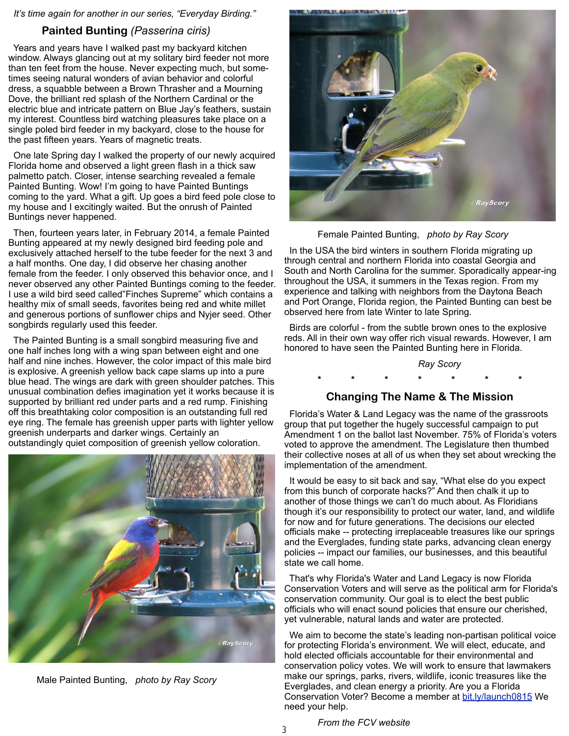*It's time again for another in our series, "Everyday Birding."*

## Painted Bunting *(Passerina ciris)*

Years and years have I walked past my backyard kitchen window. Always glancing out at my solitary bird feeder not more than ten feet from the house. Never expecting much, but sometimes seeing natural wonders of avian behavior and colorful dress, a squabble between a Brown Thrasher and a Mourning Dove, the brilliant red splash of the Northern Cardinal or the electric blue and intricate pattern on Blue Jay's feathers, sustain my interest. Countless bird watching pleasures take place on a single poled bird feeder in my backyard, close to the house for the past fifteen years. Years of magnetic treats.

One late Spring day I walked the property of our newly acquired Florida home and observed a light green flash in a thick saw palmetto patch. Closer, intense searching revealed a female Painted Bunting. Wow! I'm going to have Painted Buntings coming to the yard. What a gift. Up goes a bird feed pole close to my house and I excitingly waited. But the onrush of Painted Buntings never happened.

Then, fourteen years later, in February 2014, a female Painted Bunting appeared at my newly designed bird feeding pole and exclusively attached herself to the tube feeder for the next 3 and a half months. One day, I did observe her chasing another female from the feeder. I only observed this behavior once, and I never observed any other Painted Buntings coming to the feeder. I use a wild bird seed called"Finches Supreme" which contains a healthy mix of small seeds, favorites being red and white millet and generous portions of sunflower chips and Nyjer seed. Other songbirds regularly used this feeder.

The Painted Bunting is a small songbird measuring five and one half inches long with a wing span between eight and one half and nine inches. However, the color impact of this male bird is explosive. A greenish yellow back cape slams up into a pure blue head. The wings are dark with green shoulder patches. This unusual combination defies imagination yet it works because it is supported by brilliant red under parts and a red rump. Finishing off this breathtaking color composition is an outstanding full red eye ring. The female has greenish upper parts with lighter yellow greenish underparts and darker wings. Certainly an outstandingly quiet composition of greenish yellow coloration.

Male Painted Bunting, *photo by Ray Scory*

Female Painted Bunting, *photo by Ray Scory*

In the USA the bird winters in southern Florida migrating up through central and northern Florida into coastal Georgia and South and North Carolina for the summer. Sporadically appear-ing throughout the USA, it summers in the Texas region. From my experience and talking with neighbors from the Daytona Beach and Port Orange, Florida region, the Painted Bunting can best be observed here from late Winter to late Spring.

Birds are colorful - from the subtle brown ones to the explosive reds. All in their own way offer rich visual rewards. However, I am honored to have seen the Painted Bunting here in Florida.

*Ray Scory*

\* \* \* \* \* \* \*

## Changing The Name & The Mission

Florida's Water & Land Legacy was the name of the grassroots group that put together the hugely successful campaign to put Amendment 1 on the ballot last November. 75% of Florida's voters voted to approve the amendment. The Legislature then thumbed their collective noses at all of us when they set about wrecking the implementation of the amendment.

It would be easy to sit back and say, "What else do you expect from this bunch of corporate hacks?" And then chalk it up to another of those things we can't do much about. As Floridians though it's our responsibility to protect our water, land, and wildlife for now and for future generations. The decisions our elected officials make -- protecting irreplaceable treasures like our springs and the Everglades, funding state parks, advancing clean energy policies -- impact our families, our businesses, and this beautiful state we call home.

That's why Florida's Water and Land Legacy is now Florida Conservation Voters and will serve as the political arm for Florida's conservation community. Our goal is to elect the best public officials who will enact sound policies that ensure our cherished, yet vulnerable, natural lands and water are protected.

We aim to become the state's leading non-partisan political voice for protecting Florida's environment. We will elect, educate, and hold elected officials accountable for their environmental and conservation policy votes. We will work to ensure that lawmakers make our springs, parks, rivers, wildlife, iconic treasures like the Everglades, and clean energy a priority. Are you a Florida Conservation Voter? Become a member at bit.ly/launch0815 We need your help.

*From the FCV website*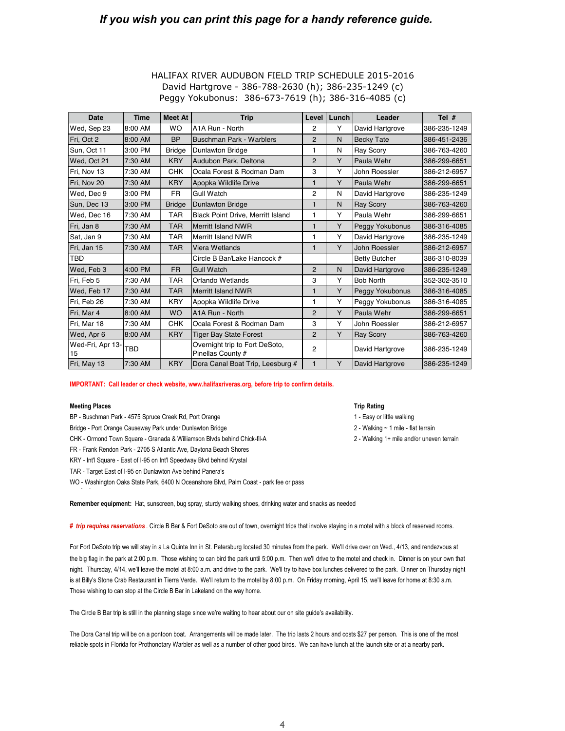***If you wish you can print this page for a handy reference guide.***

HALIFAX RIVER AUDUBON FIELD TRIP SCHEDULE 2015-2016
David Hartgrove - 386-788-2630 (h); 386-235-1249 (c)
Peggy Yokubonus: 386-673-7619 (h); 386-316-4085 (c)

| Date | Time | Meet At | Trip | Level | Lunch | Leader | Tel # |
|---|---|---|---|---|---|---|---|
| Wed, Sep 23 | 8:00 AM | WO | A1A Run - North | 2 | Y | David Hartgrove | 386-235-1249 |
| Fri, Oct 2 | 8:00 AM | BP | Buschman Park - Warblers | 2 | N | Becky Tate | 386-451-2436 |
| Sun, Oct 11 | 3:00 PM | Bridge | Dunlawton Bridge | 1 | N | Ray Scory | 386-763-4260 |
| Wed, Oct 21 | 7:30 AM | KRY | Audubon Park, Deltona | 2 | Y | Paula Wehr | 386-299-6651 |
| Fri, Nov 13 | 7:30 AM | CHK | Ocala Forest & Rodman Dam | 3 | Y | John Roessler | 386-212-6957 |
| Fri, Nov 20 | 7:30 AM | KRY | Apopka Wildlife Drive | 1 | Y | Paula Wehr | 386-299-6651 |
| Wed, Dec 9 | 3:00 PM | FR | Gull Watch | 2 | N | David Hartgrove | 386-235-1249 |
| Sun, Dec 13 | 3:00 PM | Bridge | Dunlawton Bridge | 1 | N | Ray Scory | 386-763-4260 |
| Wed, Dec 16 | 7:30 AM | TAR | Black Point Drive, Merritt Island | 1 | Y | Paula Wehr | 386-299-6651 |
| Fri, Jan 8 | 7:30 AM | TAR | Merritt Island NWR | 1 | Y | Peggy Yokubonus | 386-316-4085 |
| Sat, Jan 9 | 7:30 AM | TAR | Merritt Island NWR | 1 | Y | David Hartgrove | 386-235-1249 |
| Fri, Jan 15 | 7:30 AM | TAR | Viera Wetlands | 1 | Y | John Roessler | 386-212-6957 |
| TBD | | | Circle B Bar/Lake Hancock # | | | Betty Butcher | 386-310-8039 |
| Wed, Feb 3 | 4:00 PM | FR | Gull Watch | 2 | N | David Hartgrove | 386-235-1249 |
| Fri, Feb 5 | 7:30 AM | TAR | Orlando Wetlands | 3 | Y | Bob North | 352-302-3510 |
| Wed, Feb 17 | 7:30 AM | TAR | Merritt Island NWR | 1 | Y | Peggy Yokubonus | 386-316-4085 |
| Fri, Feb 26 | 7:30 AM | KRY | Apopka Wildlife Drive | 1 | Y | Peggy Yokubonus | 386-316-4085 |
| Fri, Mar 4 | 8:00 AM | WO | A1A Run - North | 2 | Y | Paula Wehr | 386-299-6651 |
| Fri, Mar 18 | 7:30 AM | CHK | Ocala Forest & Rodman Dam | 3 | Y | John Roessler | 386-212-6957 |
| Wed, Apr 6 | 8:00 AM | KRY | Tiger Bay State Forest | 2 | Y | Ray Scory | 386-763-4260 |
| Wed-Fri, Apr 13-15 | TBD | | Overnight trip to Fort DeSoto, Pinellas County # | 2 | | David Hartgrove | 386-235-1249 |
| Fri, May 13 | 7:30 AM | KRY | Dora Canal Boat Trip, Leesburg # | 1 | Y | David Hartgrove | 386-235-1249 |

**IMPORTANT: Call leader or check website, www.halifaxriveras.org, before trip to confirm details.**

**Meeting Places**

BP - Buschman Park - 4575 Spruce Creek Rd, Port Orange
Bridge - Port Orange Causeway Park under Dunlawton Bridge
CHK - Ormond Town Square - Granada & Williamson Blvds behind Chick-fil-A
FR - Frank Rendon Park - 2705 S Atlantic Ave, Daytona Beach Shores
KRY - Int'l Square - East of I-95 on Int'l Speedway Blvd behind Krystal
TAR - Target East of I-95 on Dunlawton Ave behind Panera's
WO - Washington Oaks State Park, 6400 N Oceanshore Blvd, Palm Coast - park fee or pass

**Trip Rating**

1 - Easy or little walking
2 - Walking ~ 1 mile - flat terrain
2 - Walking 1+ mile and/or uneven terrain

**Remember equipment:** Hat, sunscreen, bug spray, sturdy walking shoes, drinking water and snacks as needed

***# trip requires reservations*** . Circle B Bar & Fort DeSoto are out of town, overnight trips that involve staying in a motel with a block of reserved rooms.

For Fort DeSoto trip we will stay in a La Quinta Inn in St. Petersburg located 30 minutes from the park. We'll drive over on Wed., 4/13, and rendezvous at the big flag in the park at 2:00 p.m. Those wishing to can bird the park until 5:00 p.m. Then we'll drive to the motel and check in. Dinner is on your own that night. Thursday, 4/14, we'll leave the motel at 8:00 a.m. and drive to the park. We'll try to have box lunches delivered to the park. Dinner on Thursday night is at Billy's Stone Crab Restaurant in Tierra Verde. We'll return to the motel by 8:00 p.m. On Friday morning, April 15, we'll leave for home at 8:30 a.m. Those wishing to can stop at the Circle B Bar in Lakeland on the way home.

The Circle B Bar trip is still in the planning stage since we're waiting to hear about our on site guide's availability.

The Dora Canal trip will be on a pontoon boat. Arrangements will be made later. The trip lasts 2 hours and costs $27 per person. This is one of the most reliable spots in Florida for Prothonotary Warbler as well as a number of other good birds. We can have lunch at the launch site or at a nearby park.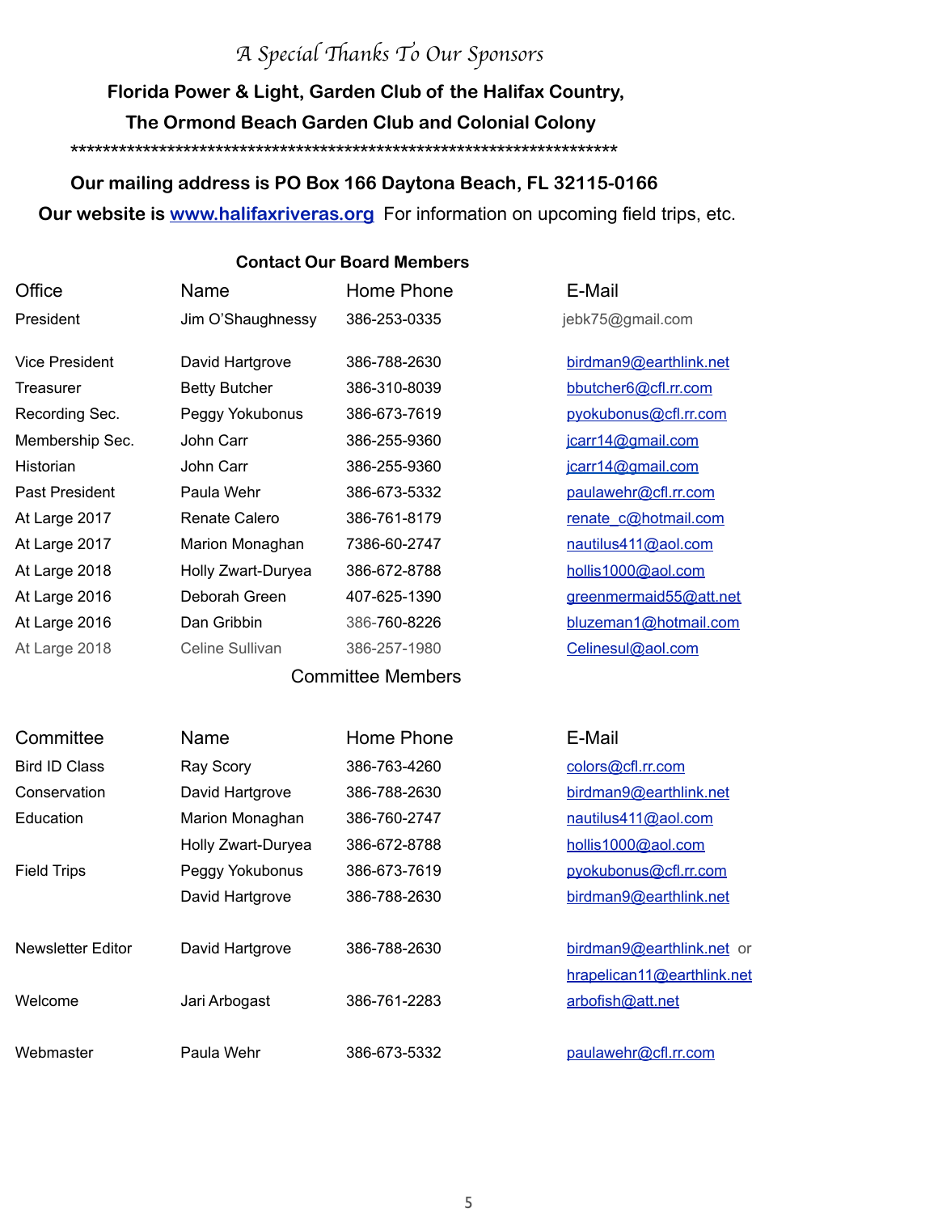*A Special Thanks To Our Sponsors*

**Florida Power & Light, Garden Club of the Halifax Country,**

**The Ormond Beach Garden Club and Colonial Colony**

*********************************************************************

**Our mailing address is PO Box 166 Daytona Beach, FL 32115-0166**

**Our website is [www.halifaxriveras.org](http://www.halifaxriveras.org)** For information on upcoming field trips, etc.

**Contact Our Board Members**

| Office | Name | Home Phone | E-Mail |
|---|---|---|---|
| President | Jim O'Shaughnessy | 386-253-0335 | jebk75@gmail.com |
| Vice President | David Hartgrove | 386-788-2630 | birdman9@earthlink.net |
| Treasurer | Betty Butcher | 386-310-8039 | bbutcher6@cfl.rr.com |
| Recording Sec. | Peggy Yokubonus | 386-673-7619 | pyokubonus@cfl.rr.com |
| Membership Sec. | John Carr | 386-255-9360 | jcarr14@gmail.com |
| Historian | John Carr | 386-255-9360 | jcarr14@gmail.com |
| Past President | Paula Wehr | 386-673-5332 | paulawehr@cfl.rr.com |
| At Large 2017 | Renate Calero | 386-761-8179 | renate_c@hotmail.com |
| At Large 2017 | Marion Monaghan | 7386-60-2747 | nautilus411@aol.com |
| At Large 2018 | Holly Zwart-Duryea | 386-672-8788 | hollis1000@aol.com |
| At Large 2016 | Deborah Green | 407-625-1390 | greenmermaid55@att.net |
| At Large 2016 | Dan Gribbin | 386-760-8226 | bluzeman1@hotmail.com |
| At Large 2018 | Celine Sullivan | 386-257-1980 | Celinesul@aol.com |

Committee Members

| Committee | Name | Home Phone | E-Mail |
|---|---|---|---|
| Bird ID Class | Ray Scory | 386-763-4260 | colors@cfl.rr.com |
| Conservation | David Hartgrove | 386-788-2630 | birdman9@earthlink.net |
| Education | Marion Monaghan | 386-760-2747 | nautilus411@aol.com |
| | Holly Zwart-Duryea | 386-672-8788 | hollis1000@aol.com |
| Field Trips | Peggy Yokubonus | 386-673-7619 | pyokubonus@cfl.rr.com |
| | David Hartgrove | 386-788-2630 | birdman9@earthlink.net |
| Newsletter Editor | David Hartgrove | 386-788-2630 | birdman9@earthlink.net or hrapelican11@earthlink.net |
| Welcome | Jari Arbogast | 386-761-2283 | arbofish@att.net |
| Webmaster | Paula Wehr | 386-673-5332 | paulawehr@cfl.rr.com |